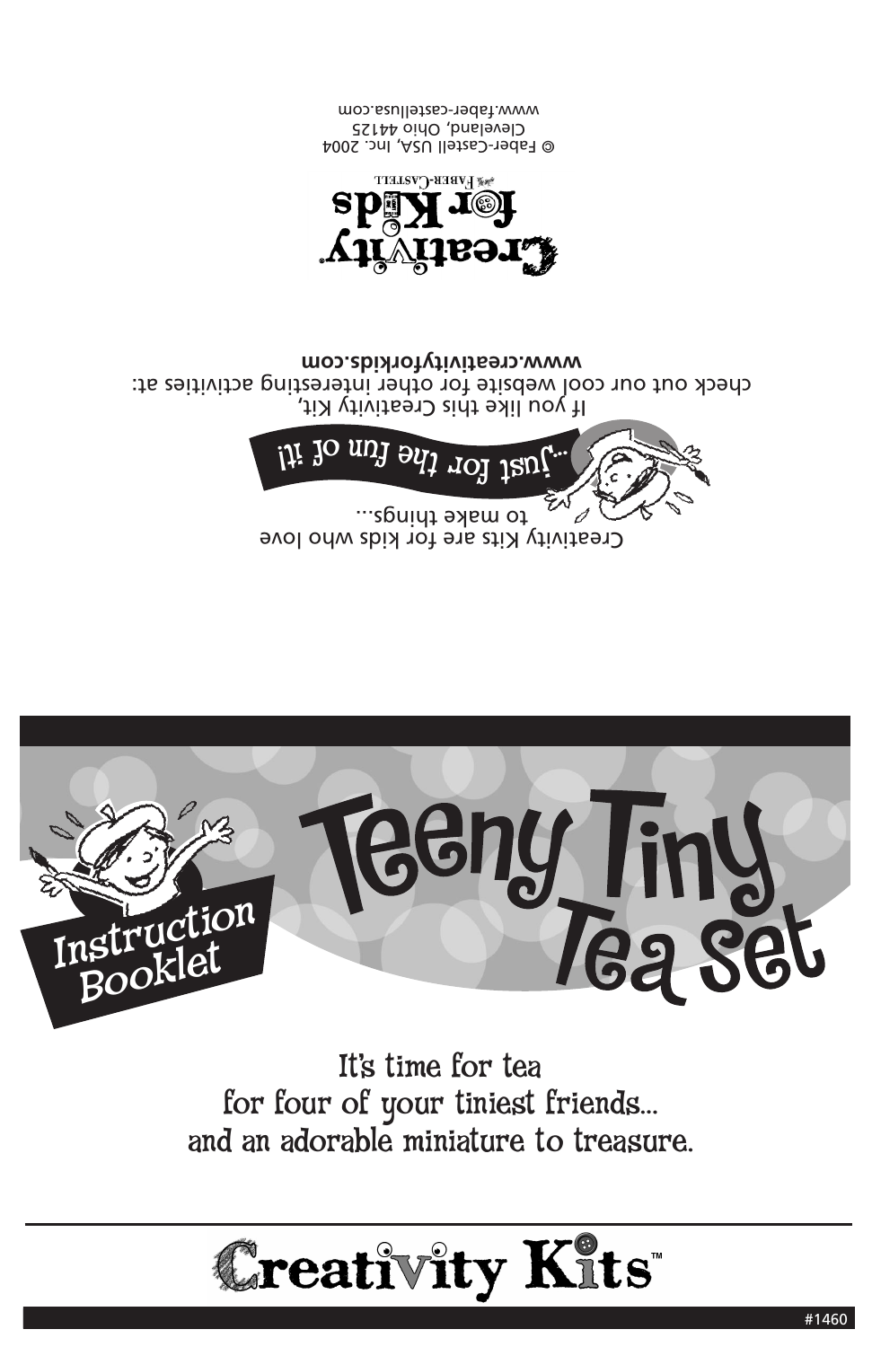Creativity Kits are for kids who love to make things...

...Just for the fun of it!

If you like this Creativity Kit, check out our cool website for other interesting activities at:
**www.creativityforkids.com**

Creativity for Kids
Faber-Castell

© Faber-Castell USA, Inc. 2004
Cleveland, Ohio 44125
www.faber-castellusa.com

# Teeny Tiny Tea Set

Instruction Booklet

It's time for tea
for four of your tiniest friends...
and an adorable miniature to treasure.

Creativity Kits™

#1460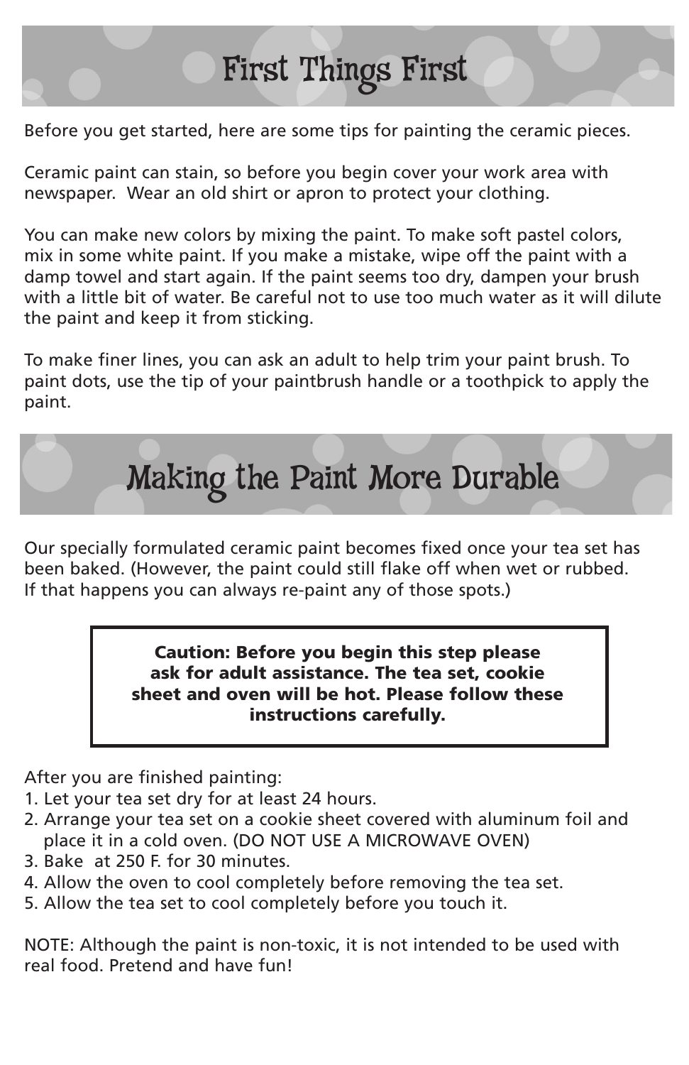# First Things First

Before you get started, here are some tips for painting the ceramic pieces.

Ceramic paint can stain, so before you begin cover your work area with newspaper. Wear an old shirt or apron to protect your clothing.

You can make new colors by mixing the paint. To make soft pastel colors, mix in some white paint. If you make a mistake, wipe off the paint with a damp towel and start again. If the paint seems too dry, dampen your brush with a little bit of water. Be careful not to use too much water as it will dilute the paint and keep it from sticking.

To make finer lines, you can ask an adult to help trim your paint brush. To paint dots, use the tip of your paintbrush handle or a toothpick to apply the paint.

# Making the Paint More Durable

Our specially formulated ceramic paint becomes fixed once your tea set has been baked. (However, the paint could still flake off when wet or rubbed. If that happens you can always re-paint any of those spots.)

**Caution: Before you begin this step please ask for adult assistance. The tea set, cookie sheet and oven will be hot. Please follow these instructions carefully.**

After you are finished painting:

1. Let your tea set dry for at least 24 hours.
2. Arrange your tea set on a cookie sheet covered with aluminum foil and place it in a cold oven. (DO NOT USE A MICROWAVE OVEN)
3. Bake at 250 F. for 30 minutes.
4. Allow the oven to cool completely before removing the tea set.
5. Allow the tea set to cool completely before you touch it.

NOTE: Although the paint is non-toxic, it is not intended to be used with real food. Pretend and have fun!